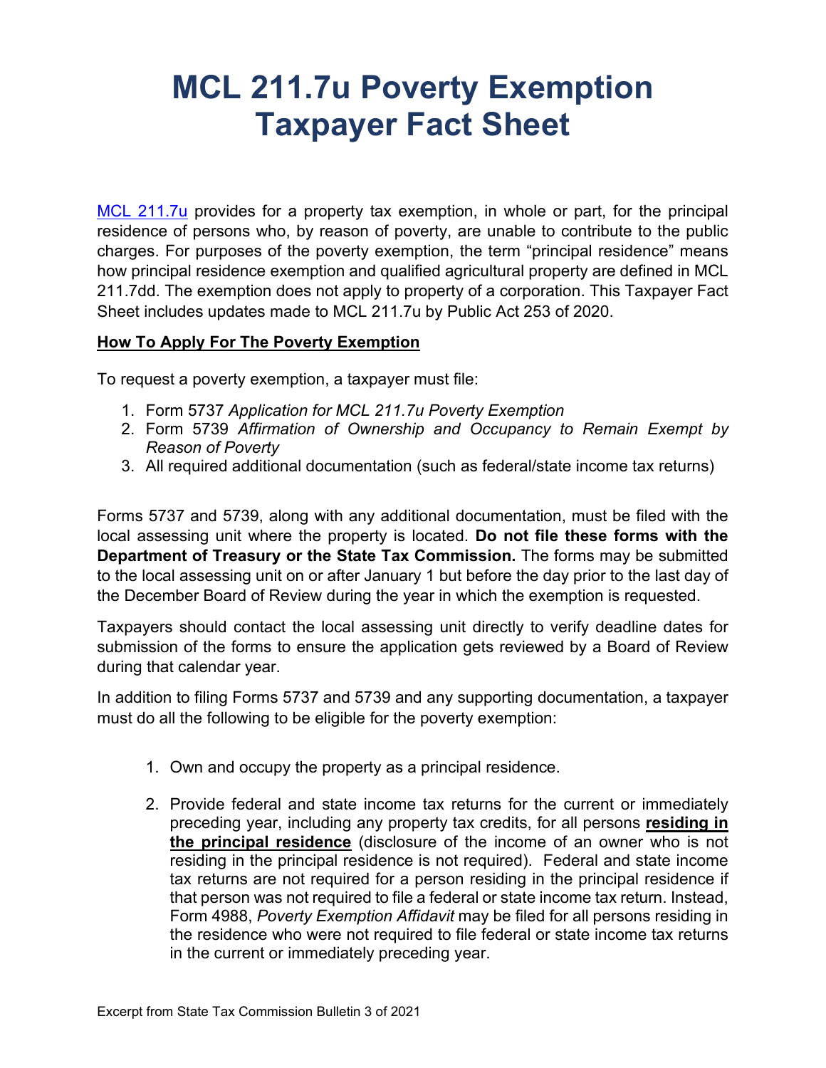# MCL 211.7u Poverty Exemption Taxpayer Fact Sheet

[MCL 211.7u](MCL 211.7u) provides for a property tax exemption, in whole or part, for the principal residence of persons who, by reason of poverty, are unable to contribute to the public charges. For purposes of the poverty exemption, the term "principal residence" means how principal residence exemption and qualified agricultural property are defined in MCL 211.7dd. The exemption does not apply to property of a corporation. This Taxpayer Fact Sheet includes updates made to MCL 211.7u by Public Act 253 of 2020.

**How To Apply For The Poverty Exemption**

To request a poverty exemption, a taxpayer must file:

1. Form 5737 *Application for MCL 211.7u Poverty Exemption*
2. Form 5739 *Affirmation of Ownership and Occupancy to Remain Exempt by Reason of Poverty*
3. All required additional documentation (such as federal/state income tax returns)

Forms 5737 and 5739, along with any additional documentation, must be filed with the local assessing unit where the property is located. **Do not file these forms with the Department of Treasury or the State Tax Commission.** The forms may be submitted to the local assessing unit on or after January 1 but before the day prior to the last day of the December Board of Review during the year in which the exemption is requested.

Taxpayers should contact the local assessing unit directly to verify deadline dates for submission of the forms to ensure the application gets reviewed by a Board of Review during that calendar year.

In addition to filing Forms 5737 and 5739 and any supporting documentation, a taxpayer must do all the following to be eligible for the poverty exemption:

1. Own and occupy the property as a principal residence.

2. Provide federal and state income tax returns for the current or immediately preceding year, including any property tax credits, for all persons **residing in the principal residence** (disclosure of the income of an owner who is not residing in the principal residence is not required). Federal and state income tax returns are not required for a person residing in the principal residence if that person was not required to file a federal or state income tax return. Instead, Form 4988, *Poverty Exemption Affidavit* may be filed for all persons residing in the residence who were not required to file federal or state income tax returns in the current or immediately preceding year.

Excerpt from State Tax Commission Bulletin 3 of 2021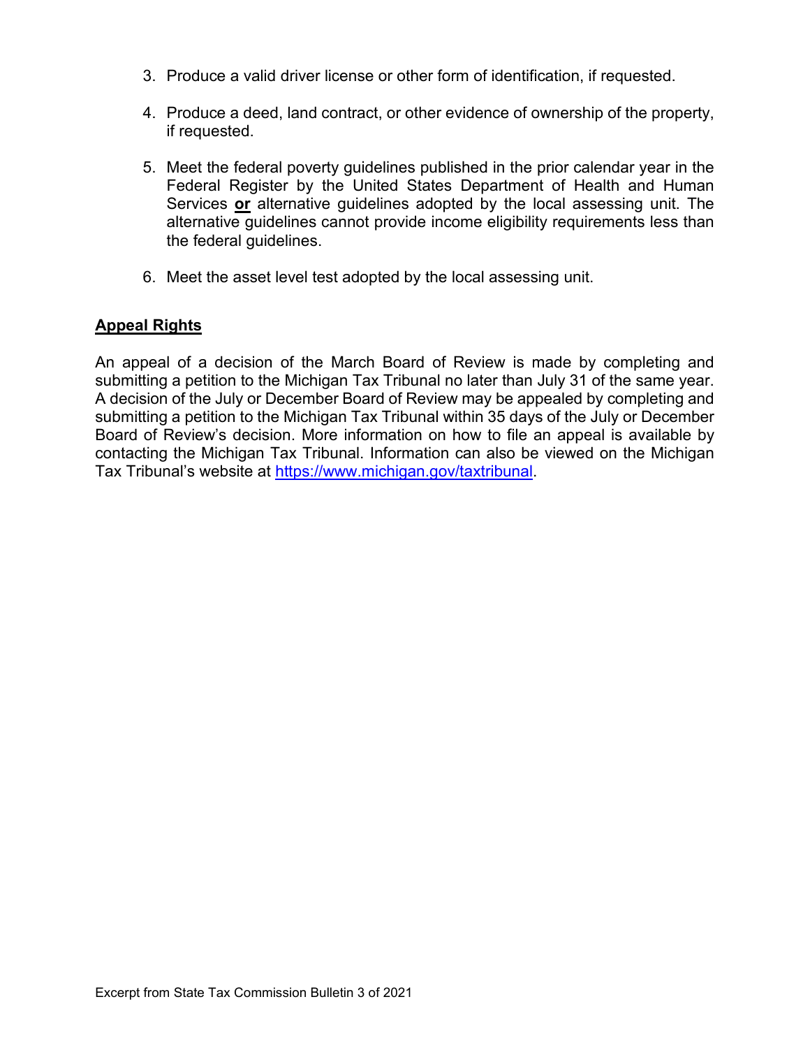3. Produce a valid driver license or other form of identification, if requested.

4. Produce a deed, land contract, or other evidence of ownership of the property, if requested.

5. Meet the federal poverty guidelines published in the prior calendar year in the Federal Register by the United States Department of Health and Human Services **or** alternative guidelines adopted by the local assessing unit. The alternative guidelines cannot provide income eligibility requirements less than the federal guidelines.

6. Meet the asset level test adopted by the local assessing unit.

## Appeal Rights

An appeal of a decision of the March Board of Review is made by completing and submitting a petition to the Michigan Tax Tribunal no later than July 31 of the same year. A decision of the July or December Board of Review may be appealed by completing and submitting a petition to the Michigan Tax Tribunal within 35 days of the July or December Board of Review's decision. More information on how to file an appeal is available by contacting the Michigan Tax Tribunal. Information can also be viewed on the Michigan Tax Tribunal's website at [https://www.michigan.gov/taxtribunal](https://www.michigan.gov/taxtribunal).

Excerpt from State Tax Commission Bulletin 3 of 2021